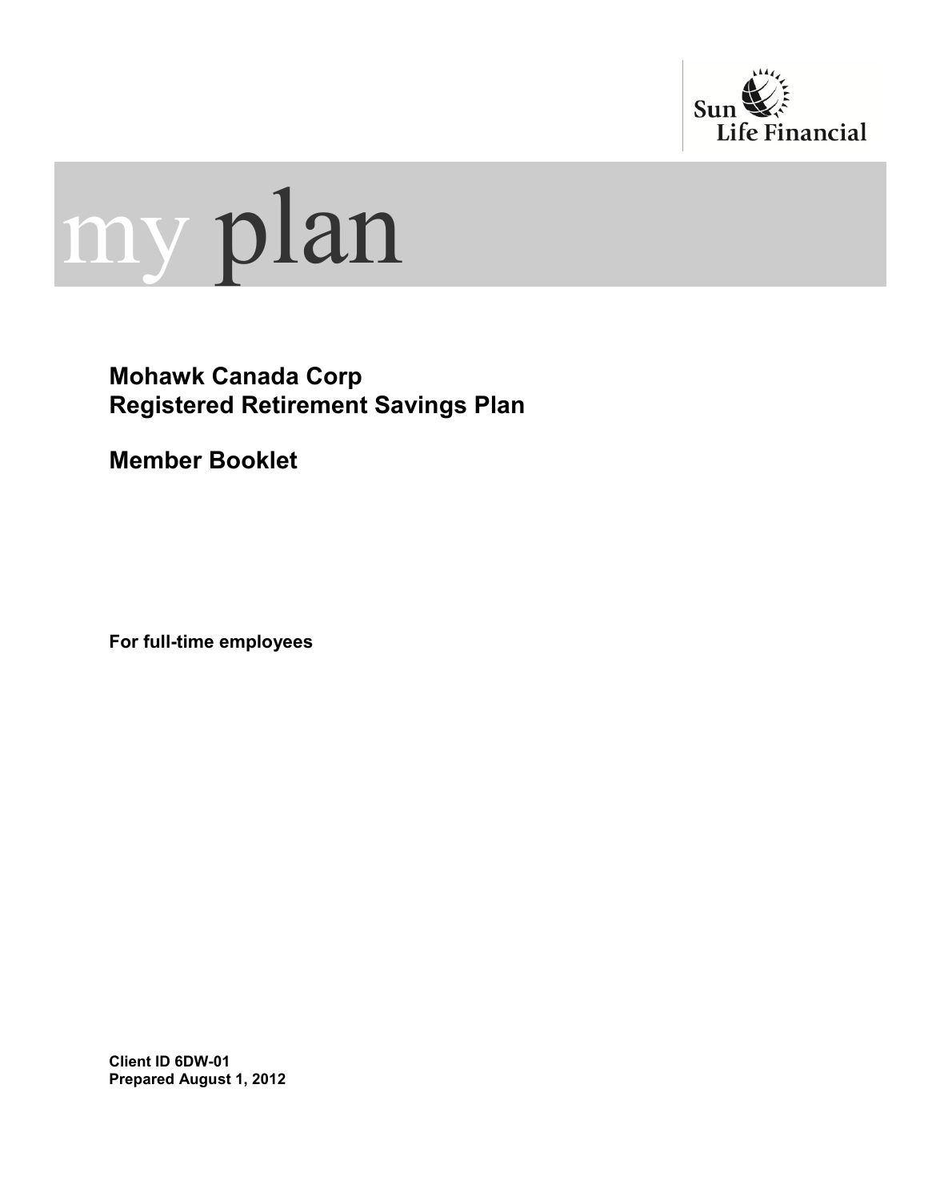Sun Life Financial

# my plan

## Mohawk Canada Corp
## Registered Retirement Savings Plan

## Member Booklet

**For full-time employees**

**Client ID 6DW-01**
**Prepared August 1, 2012**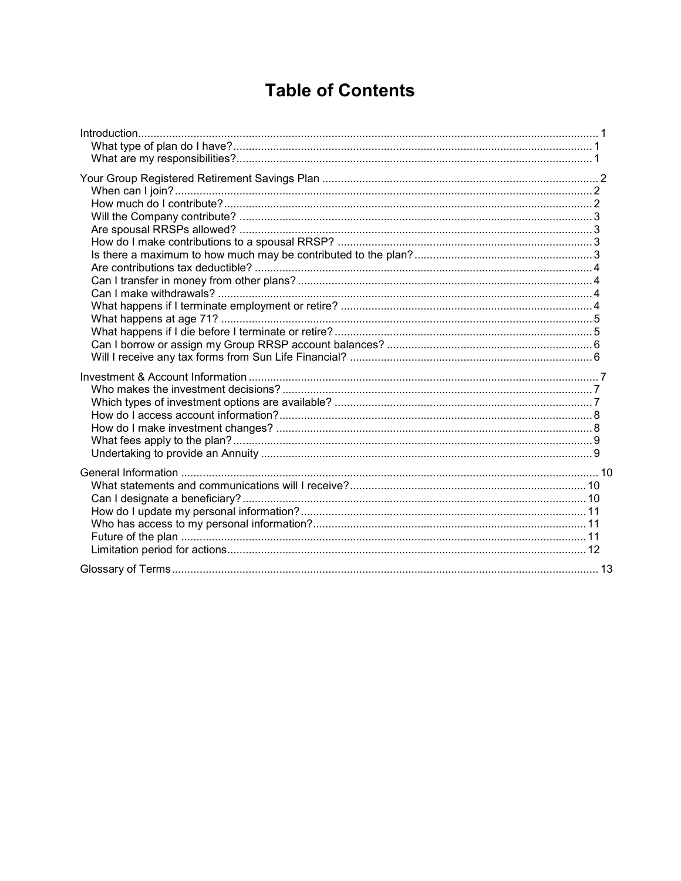# Table of Contents

- Introduction ... 1
  - What type of plan do I have? ... 1
  - What are my responsibilities? ... 1
- Your Group Registered Retirement Savings Plan ... 2
  - When can I join? ... 2
  - How much do I contribute? ... 2
  - Will the Company contribute? ... 3
  - Are spousal RRSPs allowed? ... 3
  - How do I make contributions to a spousal RRSP? ... 3
  - Is there a maximum to how much may be contributed to the plan? ... 3
  - Are contributions tax deductible? ... 4
  - Can I transfer in money from other plans? ... 4
  - Can I make withdrawals? ... 4
  - What happens if I terminate employment or retire? ... 4
  - What happens at age 71? ... 5
  - What happens if I die before I terminate or retire? ... 5
  - Can I borrow or assign my Group RRSP account balances? ... 6
  - Will I receive any tax forms from Sun Life Financial? ... 6
- Investment & Account Information ... 7
  - Who makes the investment decisions? ... 7
  - Which types of investment options are available? ... 7
  - How do I access account information? ... 8
  - How do I make investment changes? ... 8
  - What fees apply to the plan? ... 9
  - Undertaking to provide an Annuity ... 9
- General Information ... 10
  - What statements and communications will I receive? ... 10
  - Can I designate a beneficiary? ... 10
  - How do I update my personal information? ... 11
  - Who has access to my personal information? ... 11
  - Future of the plan ... 11
  - Limitation period for actions ... 12
- Glossary of Terms ... 13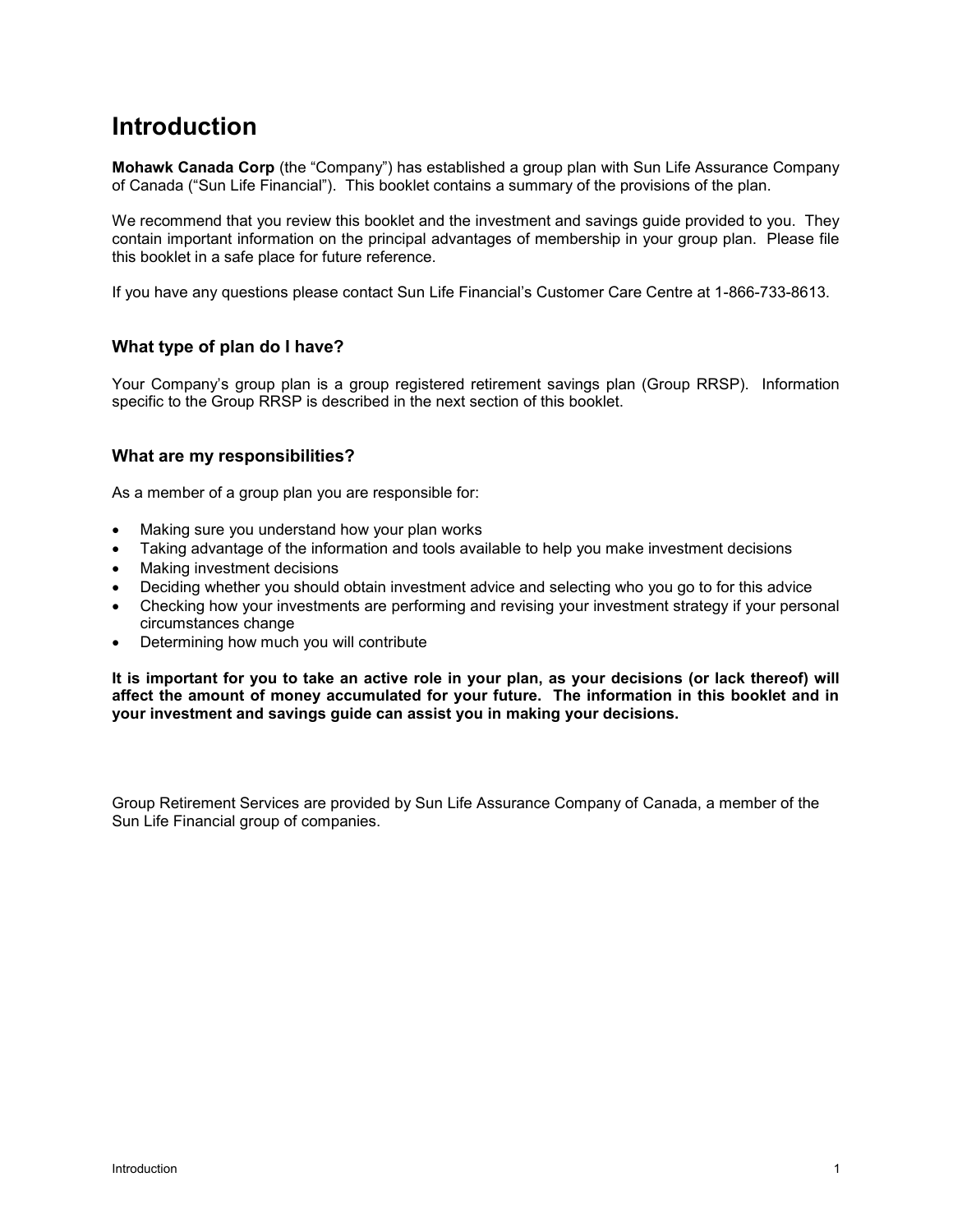# Introduction

**Mohawk Canada Corp** (the "Company") has established a group plan with Sun Life Assurance Company of Canada ("Sun Life Financial"). This booklet contains a summary of the provisions of the plan.

We recommend that you review this booklet and the investment and savings guide provided to you. They contain important information on the principal advantages of membership in your group plan. Please file this booklet in a safe place for future reference.

If you have any questions please contact Sun Life Financial's Customer Care Centre at 1-866-733-8613.

## What type of plan do I have?

Your Company's group plan is a group registered retirement savings plan (Group RRSP). Information specific to the Group RRSP is described in the next section of this booklet.

## What are my responsibilities?

As a member of a group plan you are responsible for:

- Making sure you understand how your plan works
- Taking advantage of the information and tools available to help you make investment decisions
- Making investment decisions
- Deciding whether you should obtain investment advice and selecting who you go to for this advice
- Checking how your investments are performing and revising your investment strategy if your personal circumstances change
- Determining how much you will contribute

**It is important for you to take an active role in your plan, as your decisions (or lack thereof) will affect the amount of money accumulated for your future. The information in this booklet and in your investment and savings guide can assist you in making your decisions.**

Group Retirement Services are provided by Sun Life Assurance Company of Canada, a member of the Sun Life Financial group of companies.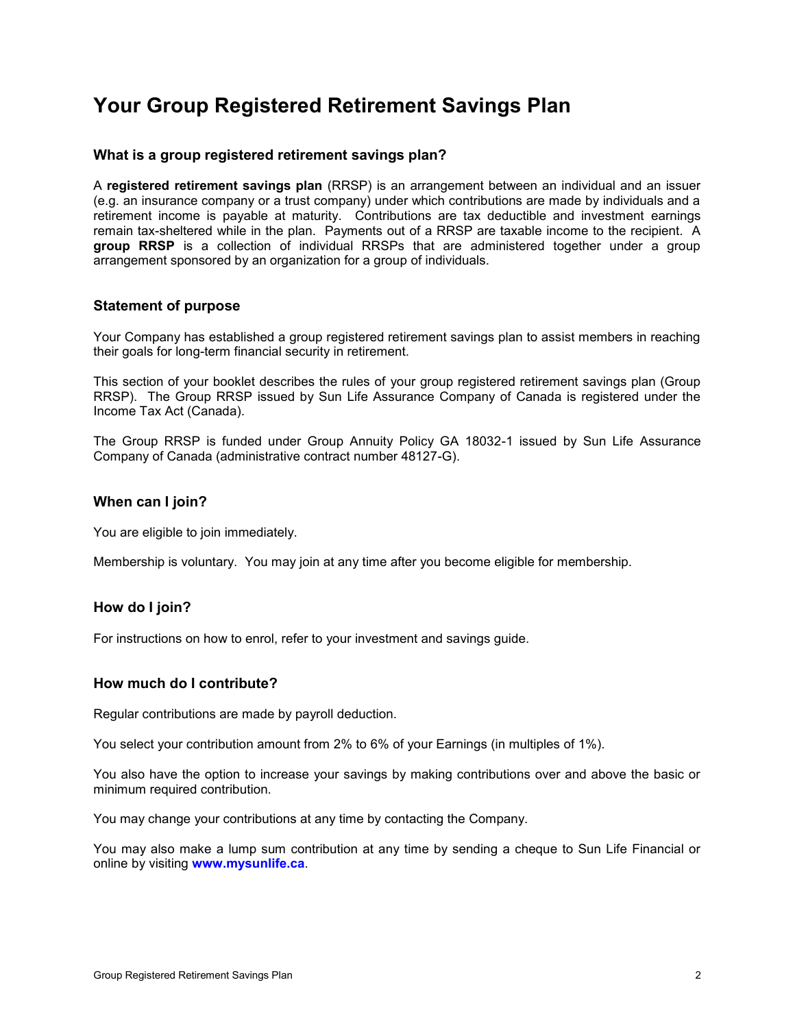# Your Group Registered Retirement Savings Plan

### What is a group registered retirement savings plan?

A **registered retirement savings plan** (RRSP) is an arrangement between an individual and an issuer (e.g. an insurance company or a trust company) under which contributions are made by individuals and a retirement income is payable at maturity. Contributions are tax deductible and investment earnings remain tax-sheltered while in the plan. Payments out of a RRSP are taxable income to the recipient. A **group RRSP** is a collection of individual RRSPs that are administered together under a group arrangement sponsored by an organization for a group of individuals.

### Statement of purpose

Your Company has established a group registered retirement savings plan to assist members in reaching their goals for long-term financial security in retirement.

This section of your booklet describes the rules of your group registered retirement savings plan (Group RRSP). The Group RRSP issued by Sun Life Assurance Company of Canada is registered under the Income Tax Act (Canada).

The Group RRSP is funded under Group Annuity Policy GA 18032-1 issued by Sun Life Assurance Company of Canada (administrative contract number 48127-G).

### When can I join?

You are eligible to join immediately.

Membership is voluntary. You may join at any time after you become eligible for membership.

### How do I join?

For instructions on how to enrol, refer to your investment and savings guide.

### How much do I contribute?

Regular contributions are made by payroll deduction.

You select your contribution amount from 2% to 6% of your Earnings (in multiples of 1%).

You also have the option to increase your savings by making contributions over and above the basic or minimum required contribution.

You may change your contributions at any time by contacting the Company.

You may also make a lump sum contribution at any time by sending a cheque to Sun Life Financial or online by visiting **www.mysunlife.ca**.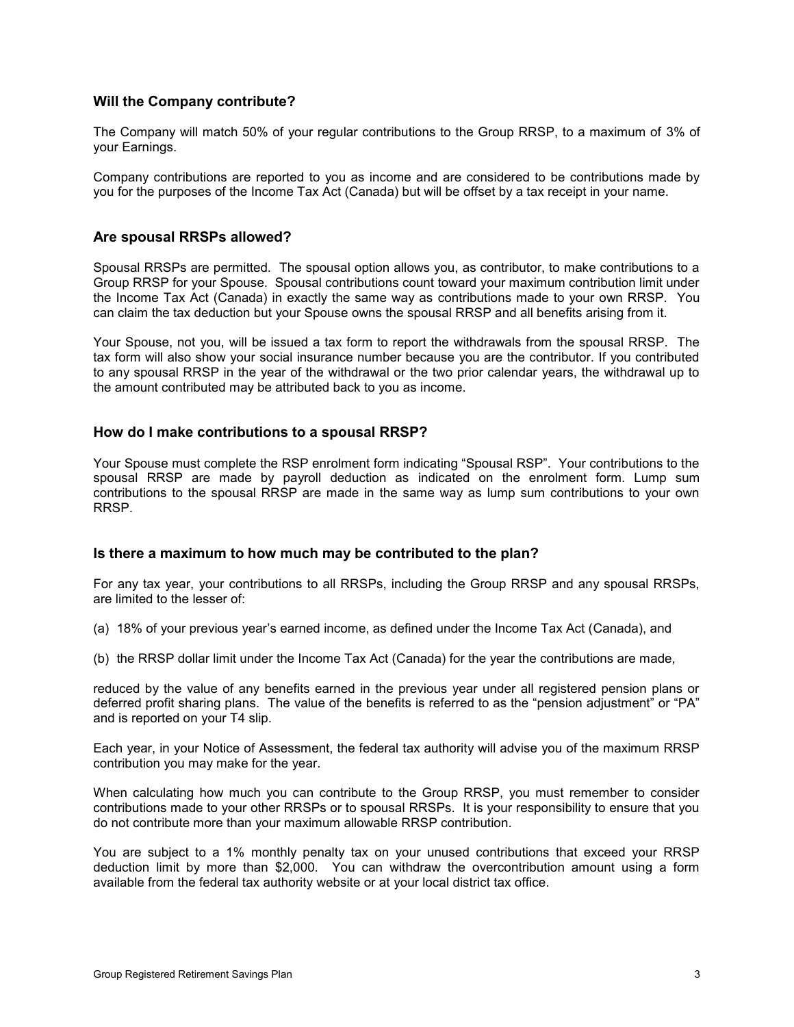### Will the Company contribute?

The Company will match 50% of your regular contributions to the Group RRSP, to a maximum of 3% of your Earnings.

Company contributions are reported to you as income and are considered to be contributions made by you for the purposes of the Income Tax Act (Canada) but will be offset by a tax receipt in your name.

### Are spousal RRSPs allowed?

Spousal RRSPs are permitted. The spousal option allows you, as contributor, to make contributions to a Group RRSP for your Spouse. Spousal contributions count toward your maximum contribution limit under the Income Tax Act (Canada) in exactly the same way as contributions made to your own RRSP. You can claim the tax deduction but your Spouse owns the spousal RRSP and all benefits arising from it.

Your Spouse, not you, will be issued a tax form to report the withdrawals from the spousal RRSP. The tax form will also show your social insurance number because you are the contributor. If you contributed to any spousal RRSP in the year of the withdrawal or the two prior calendar years, the withdrawal up to the amount contributed may be attributed back to you as income.

### How do I make contributions to a spousal RRSP?

Your Spouse must complete the RSP enrolment form indicating "Spousal RSP". Your contributions to the spousal RRSP are made by payroll deduction as indicated on the enrolment form. Lump sum contributions to the spousal RRSP are made in the same way as lump sum contributions to your own RRSP.

### Is there a maximum to how much may be contributed to the plan?

For any tax year, your contributions to all RRSPs, including the Group RRSP and any spousal RRSPs, are limited to the lesser of:

(a) 18% of your previous year's earned income, as defined under the Income Tax Act (Canada), and

(b) the RRSP dollar limit under the Income Tax Act (Canada) for the year the contributions are made,

reduced by the value of any benefits earned in the previous year under all registered pension plans or deferred profit sharing plans. The value of the benefits is referred to as the "pension adjustment" or "PA" and is reported on your T4 slip.

Each year, in your Notice of Assessment, the federal tax authority will advise you of the maximum RRSP contribution you may make for the year.

When calculating how much you can contribute to the Group RRSP, you must remember to consider contributions made to your other RRSPs or to spousal RRSPs. It is your responsibility to ensure that you do not contribute more than your maximum allowable RRSP contribution.

You are subject to a 1% monthly penalty tax on your unused contributions that exceed your RRSP deduction limit by more than $2,000. You can withdraw the overcontribution amount using a form available from the federal tax authority website or at your local district tax office.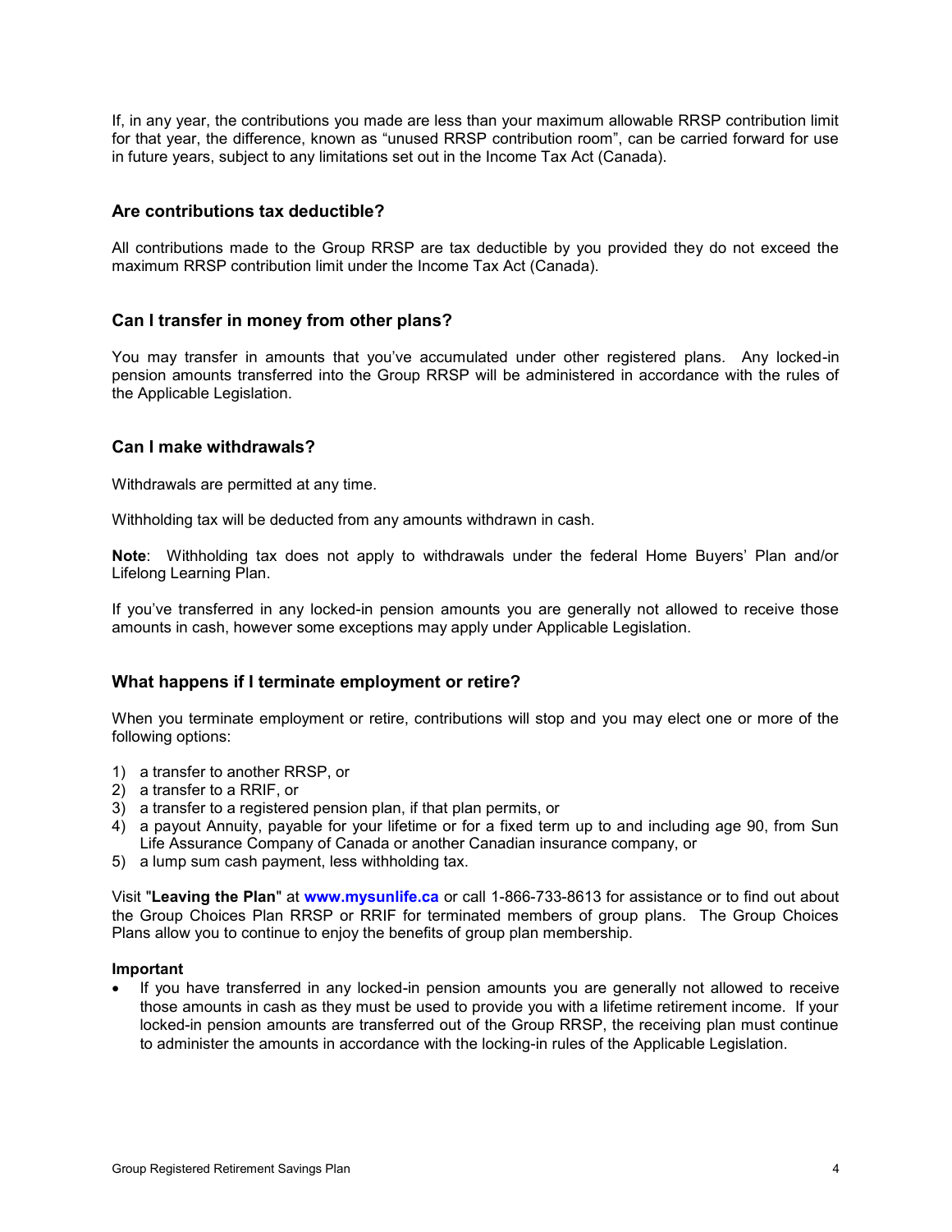If, in any year, the contributions you made are less than your maximum allowable RRSP contribution limit for that year, the difference, known as "unused RRSP contribution room", can be carried forward for use in future years, subject to any limitations set out in the Income Tax Act (Canada).

## Are contributions tax deductible?

All contributions made to the Group RRSP are tax deductible by you provided they do not exceed the maximum RRSP contribution limit under the Income Tax Act (Canada).

## Can I transfer in money from other plans?

You may transfer in amounts that you've accumulated under other registered plans. Any locked-in pension amounts transferred into the Group RRSP will be administered in accordance with the rules of the Applicable Legislation.

## Can I make withdrawals?

Withdrawals are permitted at any time.

Withholding tax will be deducted from any amounts withdrawn in cash.

**Note**: Withholding tax does not apply to withdrawals under the federal Home Buyers' Plan and/or Lifelong Learning Plan.

If you've transferred in any locked-in pension amounts you are generally not allowed to receive those amounts in cash, however some exceptions may apply under Applicable Legislation.

## What happens if I terminate employment or retire?

When you terminate employment or retire, contributions will stop and you may elect one or more of the following options:

1) a transfer to another RRSP, or
2) a transfer to a RRIF, or
3) a transfer to a registered pension plan, if that plan permits, or
4) a payout Annuity, payable for your lifetime or for a fixed term up to and including age 90, from Sun Life Assurance Company of Canada or another Canadian insurance company, or
5) a lump sum cash payment, less withholding tax.

Visit "**Leaving the Plan**" at **www.mysunlife.ca** or call 1-866-733-8613 for assistance or to find out about the Group Choices Plan RRSP or RRIF for terminated members of group plans. The Group Choices Plans allow you to continue to enjoy the benefits of group plan membership.

**Important**

- If you have transferred in any locked-in pension amounts you are generally not allowed to receive those amounts in cash as they must be used to provide you with a lifetime retirement income. If your locked-in pension amounts are transferred out of the Group RRSP, the receiving plan must continue to administer the amounts in accordance with the locking-in rules of the Applicable Legislation.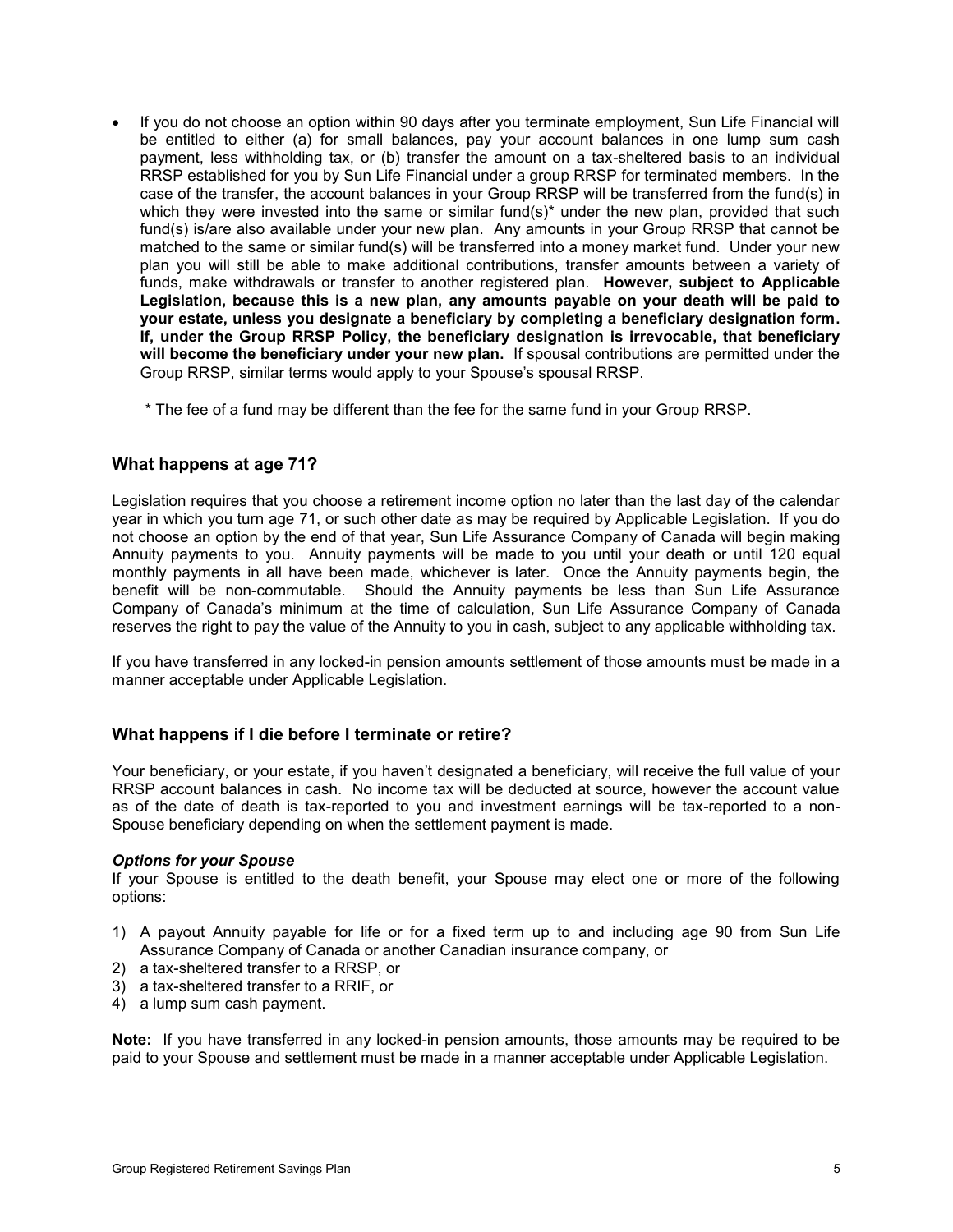- If you do not choose an option within 90 days after you terminate employment, Sun Life Financial will be entitled to either (a) for small balances, pay your account balances in one lump sum cash payment, less withholding tax, or (b) transfer the amount on a tax-sheltered basis to an individual RRSP established for you by Sun Life Financial under a group RRSP for terminated members. In the case of the transfer, the account balances in your Group RRSP will be transferred from the fund(s) in which they were invested into the same or similar fund(s)* under the new plan, provided that such fund(s) is/are also available under your new plan. Any amounts in your Group RRSP that cannot be matched to the same or similar fund(s) will be transferred into a money market fund. Under your new plan you will still be able to make additional contributions, transfer amounts between a variety of funds, make withdrawals or transfer to another registered plan. **However, subject to Applicable Legislation, because this is a new plan, any amounts payable on your death will be paid to your estate, unless you designate a beneficiary by completing a beneficiary designation form. If, under the Group RRSP Policy, the beneficiary designation is irrevocable, that beneficiary will become the beneficiary under your new plan.** If spousal contributions are permitted under the Group RRSP, similar terms would apply to your Spouse's spousal RRSP.

  * The fee of a fund may be different than the fee for the same fund in your Group RRSP.

## What happens at age 71?

Legislation requires that you choose a retirement income option no later than the last day of the calendar year in which you turn age 71, or such other date as may be required by Applicable Legislation. If you do not choose an option by the end of that year, Sun Life Assurance Company of Canada will begin making Annuity payments to you. Annuity payments will be made to you until your death or until 120 equal monthly payments in all have been made, whichever is later. Once the Annuity payments begin, the benefit will be non-commutable. Should the Annuity payments be less than Sun Life Assurance Company of Canada's minimum at the time of calculation, Sun Life Assurance Company of Canada reserves the right to pay the value of the Annuity to you in cash, subject to any applicable withholding tax.

If you have transferred in any locked-in pension amounts settlement of those amounts must be made in a manner acceptable under Applicable Legislation.

## What happens if I die before I terminate or retire?

Your beneficiary, or your estate, if you haven't designated a beneficiary, will receive the full value of your RRSP account balances in cash. No income tax will be deducted at source, however the account value as of the date of death is tax-reported to you and investment earnings will be tax-reported to a non-Spouse beneficiary depending on when the settlement payment is made.

***Options for your Spouse***

If your Spouse is entitled to the death benefit, your Spouse may elect one or more of the following options:

1) A payout Annuity payable for life or for a fixed term up to and including age 90 from Sun Life Assurance Company of Canada or another Canadian insurance company, or
2) a tax-sheltered transfer to a RRSP, or
3) a tax-sheltered transfer to a RRIF, or
4) a lump sum cash payment.

**Note:** If you have transferred in any locked-in pension amounts, those amounts may be required to be paid to your Spouse and settlement must be made in a manner acceptable under Applicable Legislation.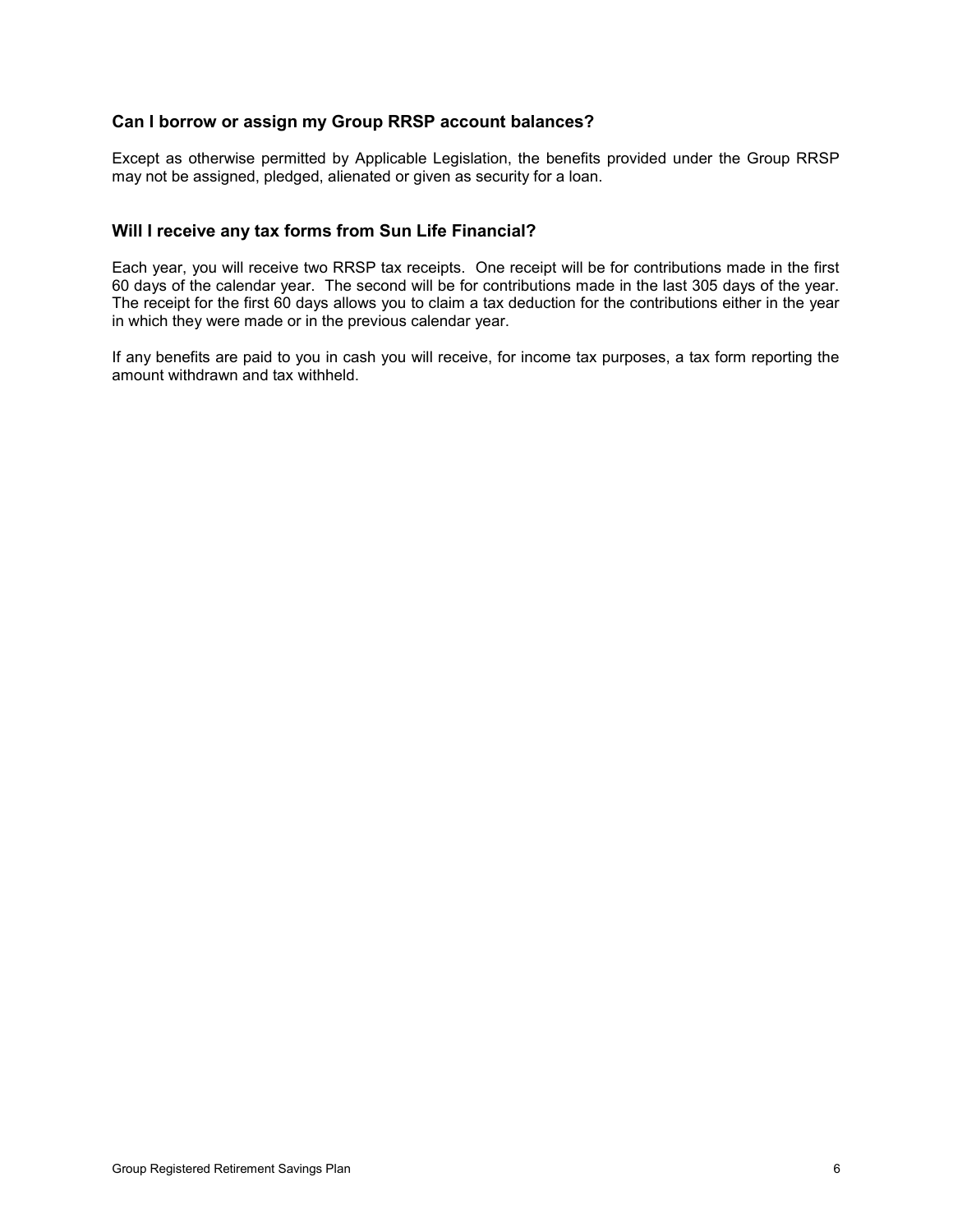### Can I borrow or assign my Group RRSP account balances?

Except as otherwise permitted by Applicable Legislation, the benefits provided under the Group RRSP may not be assigned, pledged, alienated or given as security for a loan.

### Will I receive any tax forms from Sun Life Financial?

Each year, you will receive two RRSP tax receipts. One receipt will be for contributions made in the first 60 days of the calendar year. The second will be for contributions made in the last 305 days of the year. The receipt for the first 60 days allows you to claim a tax deduction for the contributions either in the year in which they were made or in the previous calendar year.

If any benefits are paid to you in cash you will receive, for income tax purposes, a tax form reporting the amount withdrawn and tax withheld.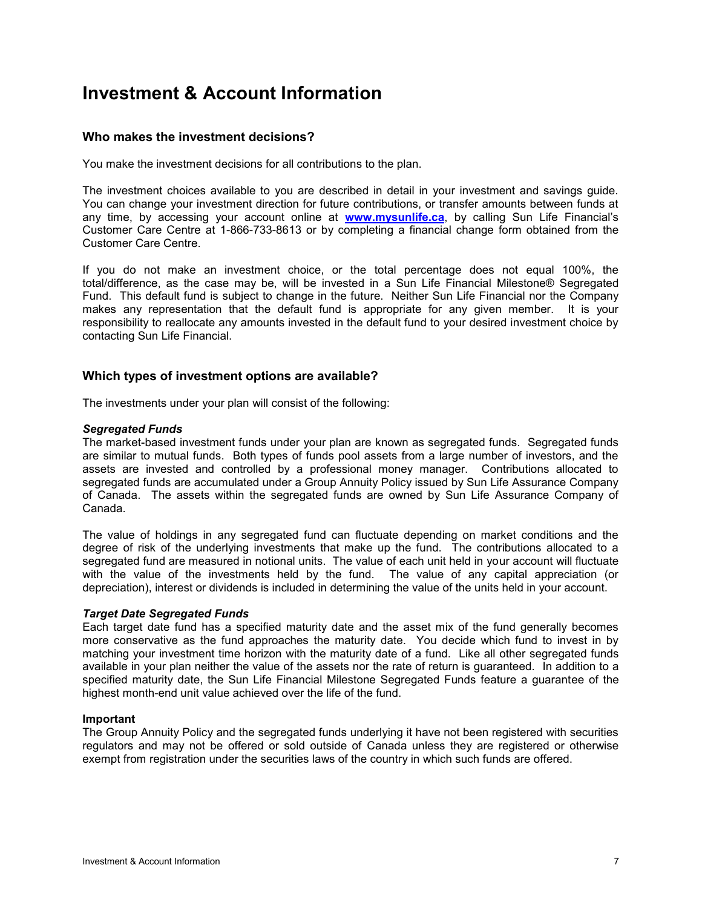# Investment & Account Information

## Who makes the investment decisions?

You make the investment decisions for all contributions to the plan.

The investment choices available to you are described in detail in your investment and savings guide. You can change your investment direction for future contributions, or transfer amounts between funds at any time, by accessing your account online at **www.mysunlife.ca**, by calling Sun Life Financial's Customer Care Centre at 1-866-733-8613 or by completing a financial change form obtained from the Customer Care Centre.

If you do not make an investment choice, or the total percentage does not equal 100%, the total/difference, as the case may be, will be invested in a Sun Life Financial Milestone® Segregated Fund. This default fund is subject to change in the future. Neither Sun Life Financial nor the Company makes any representation that the default fund is appropriate for any given member. It is your responsibility to reallocate any amounts invested in the default fund to your desired investment choice by contacting Sun Life Financial.

## Which types of investment options are available?

The investments under your plan will consist of the following:

***Segregated Funds***
The market-based investment funds under your plan are known as segregated funds. Segregated funds are similar to mutual funds. Both types of funds pool assets from a large number of investors, and the assets are invested and controlled by a professional money manager. Contributions allocated to segregated funds are accumulated under a Group Annuity Policy issued by Sun Life Assurance Company of Canada. The assets within the segregated funds are owned by Sun Life Assurance Company of Canada.

The value of holdings in any segregated fund can fluctuate depending on market conditions and the degree of risk of the underlying investments that make up the fund. The contributions allocated to a segregated fund are measured in notional units. The value of each unit held in your account will fluctuate with the value of the investments held by the fund. The value of any capital appreciation (or depreciation), interest or dividends is included in determining the value of the units held in your account.

***Target Date Segregated Funds***
Each target date fund has a specified maturity date and the asset mix of the fund generally becomes more conservative as the fund approaches the maturity date. You decide which fund to invest in by matching your investment time horizon with the maturity date of a fund. Like all other segregated funds available in your plan neither the value of the assets nor the rate of return is guaranteed. In addition to a specified maturity date, the Sun Life Financial Milestone Segregated Funds feature a guarantee of the highest month-end unit value achieved over the life of the fund.

**Important**
The Group Annuity Policy and the segregated funds underlying it have not been registered with securities regulators and may not be offered or sold outside of Canada unless they are registered or otherwise exempt from registration under the securities laws of the country in which such funds are offered.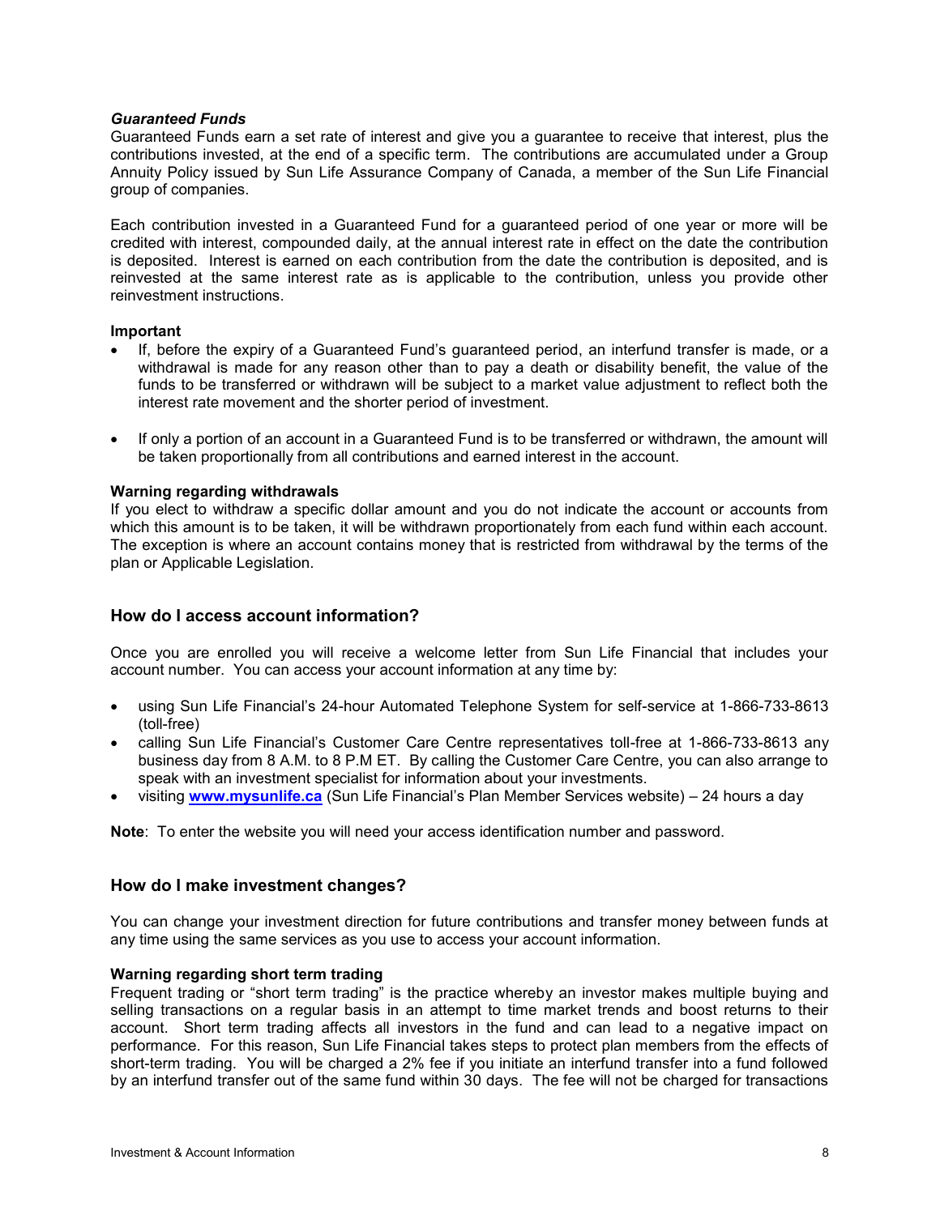### *Guaranteed Funds*

Guaranteed Funds earn a set rate of interest and give you a guarantee to receive that interest, plus the contributions invested, at the end of a specific term. The contributions are accumulated under a Group Annuity Policy issued by Sun Life Assurance Company of Canada, a member of the Sun Life Financial group of companies.

Each contribution invested in a Guaranteed Fund for a guaranteed period of one year or more will be credited with interest, compounded daily, at the annual interest rate in effect on the date the contribution is deposited. Interest is earned on each contribution from the date the contribution is deposited, and is reinvested at the same interest rate as is applicable to the contribution, unless you provide other reinvestment instructions.

**Important**

- If, before the expiry of a Guaranteed Fund's guaranteed period, an interfund transfer is made, or a withdrawal is made for any reason other than to pay a death or disability benefit, the value of the funds to be transferred or withdrawn will be subject to a market value adjustment to reflect both the interest rate movement and the shorter period of investment.
- If only a portion of an account in a Guaranteed Fund is to be transferred or withdrawn, the amount will be taken proportionally from all contributions and earned interest in the account.

**Warning regarding withdrawals**

If you elect to withdraw a specific dollar amount and you do not indicate the account or accounts from which this amount is to be taken, it will be withdrawn proportionately from each fund within each account. The exception is where an account contains money that is restricted from withdrawal by the terms of the plan or Applicable Legislation.

## How do I access account information?

Once you are enrolled you will receive a welcome letter from Sun Life Financial that includes your account number. You can access your account information at any time by:

- using Sun Life Financial's 24-hour Automated Telephone System for self-service at 1-866-733-8613 (toll-free)
- calling Sun Life Financial's Customer Care Centre representatives toll-free at 1-866-733-8613 any business day from 8 A.M. to 8 P.M ET. By calling the Customer Care Centre, you can also arrange to speak with an investment specialist for information about your investments.
- visiting **[www.mysunlife.ca](http://www.mysunlife.ca)** (Sun Life Financial's Plan Member Services website) – 24 hours a day

**Note**: To enter the website you will need your access identification number and password.

## How do I make investment changes?

You can change your investment direction for future contributions and transfer money between funds at any time using the same services as you use to access your account information.

**Warning regarding short term trading**

Frequent trading or "short term trading" is the practice whereby an investor makes multiple buying and selling transactions on a regular basis in an attempt to time market trends and boost returns to their account. Short term trading affects all investors in the fund and can lead to a negative impact on performance. For this reason, Sun Life Financial takes steps to protect plan members from the effects of short-term trading. You will be charged a 2% fee if you initiate an interfund transfer into a fund followed by an interfund transfer out of the same fund within 30 days. The fee will not be charged for transactions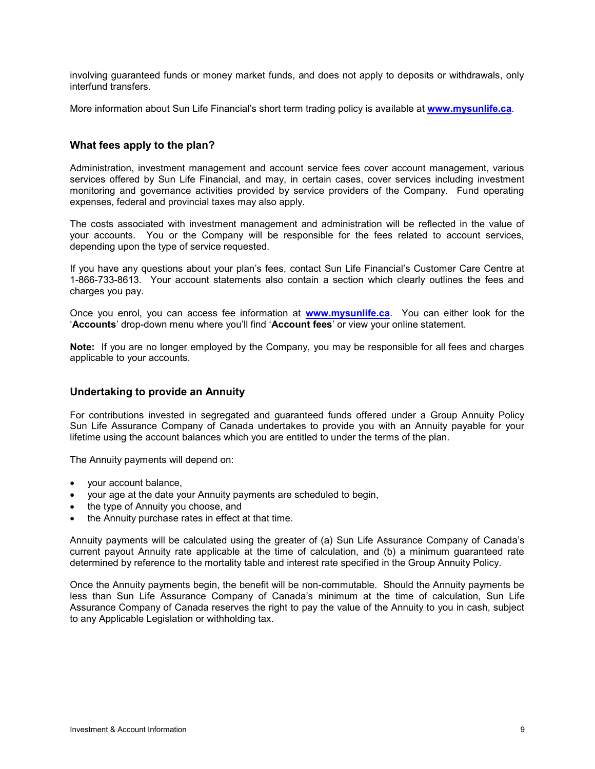involving guaranteed funds or money market funds, and does not apply to deposits or withdrawals, only interfund transfers.

More information about Sun Life Financial's short term trading policy is available at **www.mysunlife.ca**.

### What fees apply to the plan?

Administration, investment management and account service fees cover account management, various services offered by Sun Life Financial, and may, in certain cases, cover services including investment monitoring and governance activities provided by service providers of the Company. Fund operating expenses, federal and provincial taxes may also apply.

The costs associated with investment management and administration will be reflected in the value of your accounts. You or the Company will be responsible for the fees related to account services, depending upon the type of service requested.

If you have any questions about your plan's fees, contact Sun Life Financial's Customer Care Centre at 1-866-733-8613. Your account statements also contain a section which clearly outlines the fees and charges you pay.

Once you enrol, you can access fee information at **www.mysunlife.ca**. You can either look for the '**Accounts**' drop-down menu where you'll find '**Account fees**' or view your online statement.

**Note:** If you are no longer employed by the Company, you may be responsible for all fees and charges applicable to your accounts.

### Undertaking to provide an Annuity

For contributions invested in segregated and guaranteed funds offered under a Group Annuity Policy Sun Life Assurance Company of Canada undertakes to provide you with an Annuity payable for your lifetime using the account balances which you are entitled to under the terms of the plan.

The Annuity payments will depend on:

- your account balance,
- your age at the date your Annuity payments are scheduled to begin,
- the type of Annuity you choose, and
- the Annuity purchase rates in effect at that time.

Annuity payments will be calculated using the greater of (a) Sun Life Assurance Company of Canada's current payout Annuity rate applicable at the time of calculation, and (b) a minimum guaranteed rate determined by reference to the mortality table and interest rate specified in the Group Annuity Policy.

Once the Annuity payments begin, the benefit will be non-commutable. Should the Annuity payments be less than Sun Life Assurance Company of Canada's minimum at the time of calculation, Sun Life Assurance Company of Canada reserves the right to pay the value of the Annuity to you in cash, subject to any Applicable Legislation or withholding tax.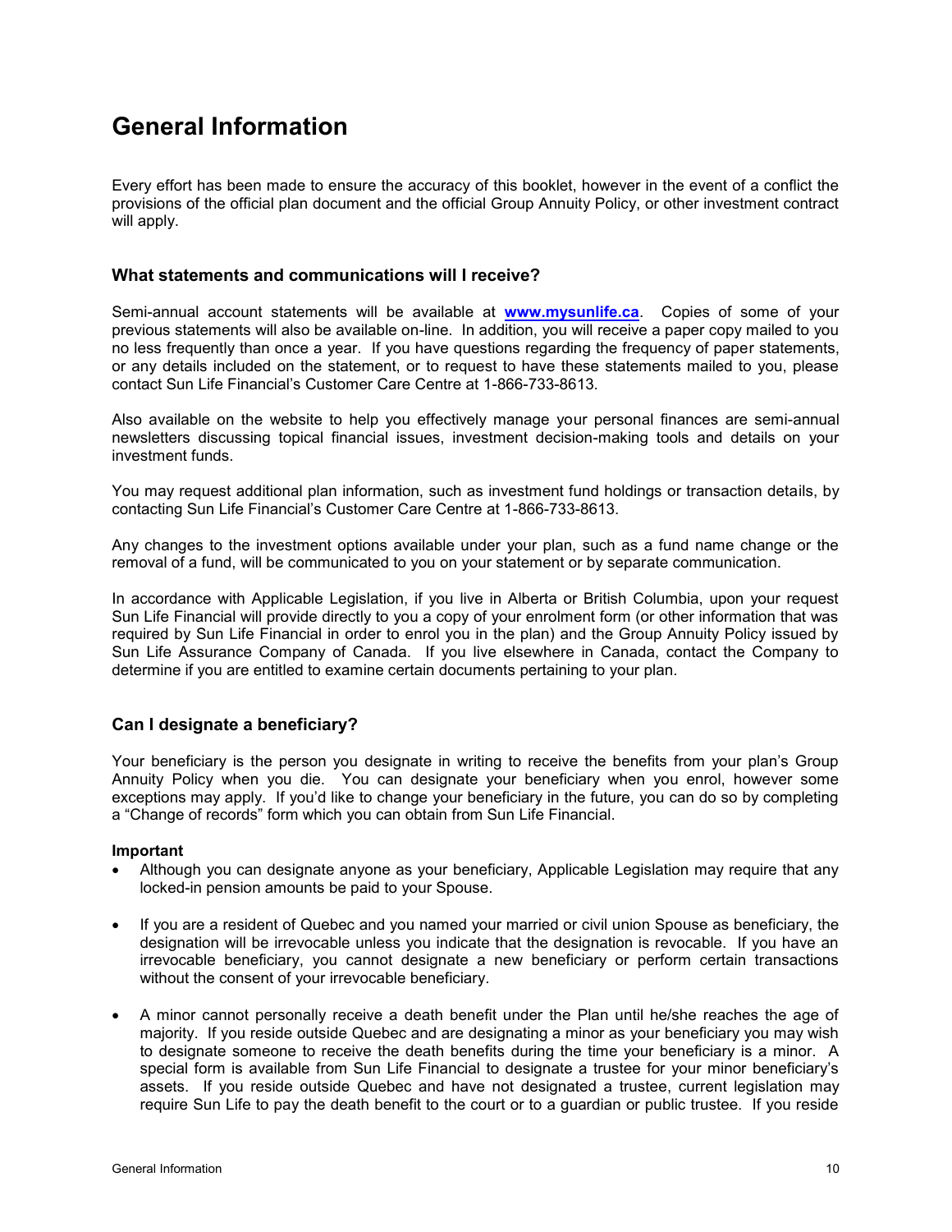# General Information

Every effort has been made to ensure the accuracy of this booklet, however in the event of a conflict the provisions of the official plan document and the official Group Annuity Policy, or other investment contract will apply.

## What statements and communications will I receive?

Semi-annual account statements will be available at **www.mysunlife.ca**. Copies of some of your previous statements will also be available on-line. In addition, you will receive a paper copy mailed to you no less frequently than once a year. If you have questions regarding the frequency of paper statements, or any details included on the statement, or to request to have these statements mailed to you, please contact Sun Life Financial's Customer Care Centre at 1-866-733-8613.

Also available on the website to help you effectively manage your personal finances are semi-annual newsletters discussing topical financial issues, investment decision-making tools and details on your investment funds.

You may request additional plan information, such as investment fund holdings or transaction details, by contacting Sun Life Financial's Customer Care Centre at 1-866-733-8613.

Any changes to the investment options available under your plan, such as a fund name change or the removal of a fund, will be communicated to you on your statement or by separate communication.

In accordance with Applicable Legislation, if you live in Alberta or British Columbia, upon your request Sun Life Financial will provide directly to you a copy of your enrolment form (or other information that was required by Sun Life Financial in order to enrol you in the plan) and the Group Annuity Policy issued by Sun Life Assurance Company of Canada. If you live elsewhere in Canada, contact the Company to determine if you are entitled to examine certain documents pertaining to your plan.

## Can I designate a beneficiary?

Your beneficiary is the person you designate in writing to receive the benefits from your plan's Group Annuity Policy when you die. You can designate your beneficiary when you enrol, however some exceptions may apply. If you'd like to change your beneficiary in the future, you can do so by completing a "Change of records" form which you can obtain from Sun Life Financial.

**Important**

- Although you can designate anyone as your beneficiary, Applicable Legislation may require that any locked-in pension amounts be paid to your Spouse.
- If you are a resident of Quebec and you named your married or civil union Spouse as beneficiary, the designation will be irrevocable unless you indicate that the designation is revocable. If you have an irrevocable beneficiary, you cannot designate a new beneficiary or perform certain transactions without the consent of your irrevocable beneficiary.
- A minor cannot personally receive a death benefit under the Plan until he/she reaches the age of majority. If you reside outside Quebec and are designating a minor as your beneficiary you may wish to designate someone to receive the death benefits during the time your beneficiary is a minor. A special form is available from Sun Life Financial to designate a trustee for your minor beneficiary's assets. If you reside outside Quebec and have not designated a trustee, current legislation may require Sun Life to pay the death benefit to the court or to a guardian or public trustee. If you reside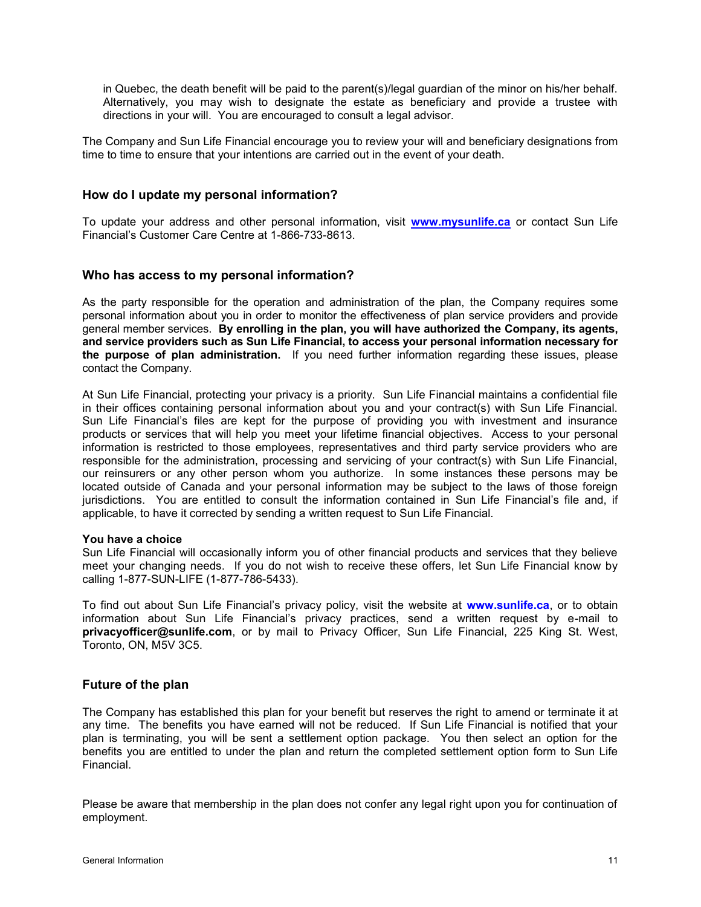in Quebec, the death benefit will be paid to the parent(s)/legal guardian of the minor on his/her behalf. Alternatively, you may wish to designate the estate as beneficiary and provide a trustee with directions in your will. You are encouraged to consult a legal advisor.

The Company and Sun Life Financial encourage you to review your will and beneficiary designations from time to time to ensure that your intentions are carried out in the event of your death.

## How do I update my personal information?

To update your address and other personal information, visit **www.mysunlife.ca** or contact Sun Life Financial's Customer Care Centre at 1-866-733-8613.

## Who has access to my personal information?

As the party responsible for the operation and administration of the plan, the Company requires some personal information about you in order to monitor the effectiveness of plan service providers and provide general member services. **By enrolling in the plan, you will have authorized the Company, its agents, and service providers such as Sun Life Financial, to access your personal information necessary for the purpose of plan administration.** If you need further information regarding these issues, please contact the Company.

At Sun Life Financial, protecting your privacy is a priority. Sun Life Financial maintains a confidential file in their offices containing personal information about you and your contract(s) with Sun Life Financial. Sun Life Financial's files are kept for the purpose of providing you with investment and insurance products or services that will help you meet your lifetime financial objectives. Access to your personal information is restricted to those employees, representatives and third party service providers who are responsible for the administration, processing and servicing of your contract(s) with Sun Life Financial, our reinsurers or any other person whom you authorize. In some instances these persons may be located outside of Canada and your personal information may be subject to the laws of those foreign jurisdictions. You are entitled to consult the information contained in Sun Life Financial's file and, if applicable, to have it corrected by sending a written request to Sun Life Financial.

**You have a choice**
Sun Life Financial will occasionally inform you of other financial products and services that they believe meet your changing needs. If you do not wish to receive these offers, let Sun Life Financial know by calling 1-877-SUN-LIFE (1-877-786-5433).

To find out about Sun Life Financial's privacy policy, visit the website at **www.sunlife.ca**, or to obtain information about Sun Life Financial's privacy practices, send a written request by e-mail to **privacyofficer@sunlife.com**, or by mail to Privacy Officer, Sun Life Financial, 225 King St. West, Toronto, ON, M5V 3C5.

## Future of the plan

The Company has established this plan for your benefit but reserves the right to amend or terminate it at any time. The benefits you have earned will not be reduced. If Sun Life Financial is notified that your plan is terminating, you will be sent a settlement option package. You then select an option for the benefits you are entitled to under the plan and return the completed settlement option form to Sun Life Financial.

Please be aware that membership in the plan does not confer any legal right upon you for continuation of employment.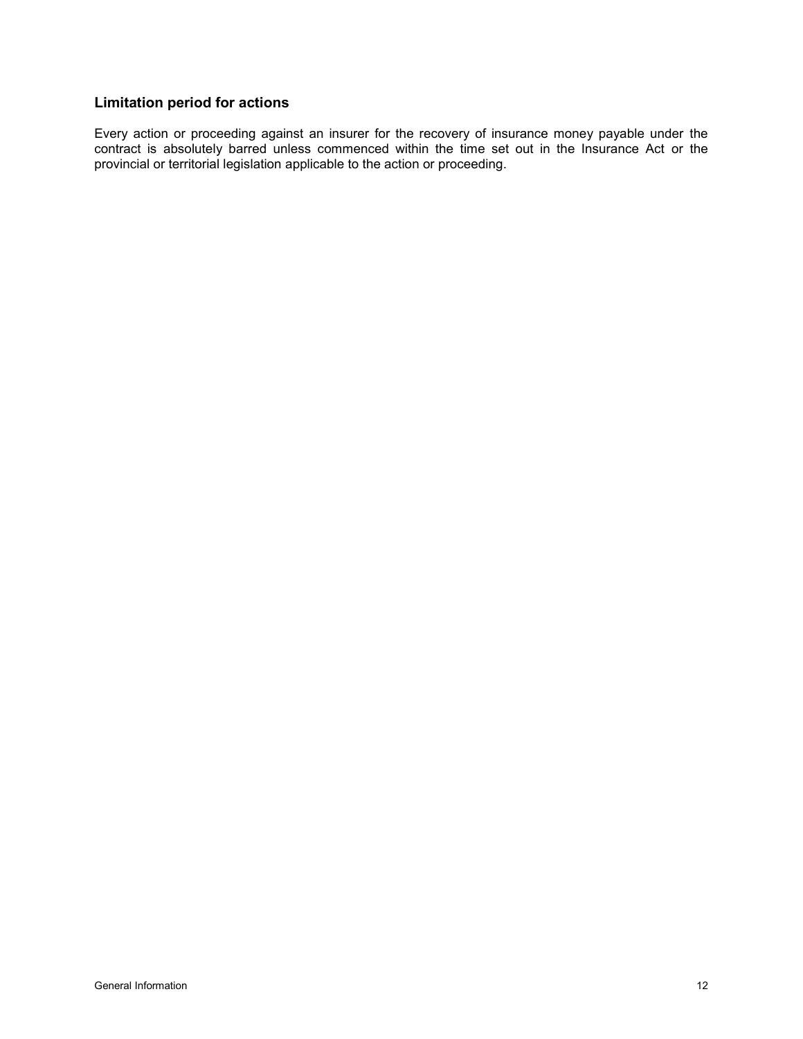### Limitation period for actions

Every action or proceeding against an insurer for the recovery of insurance money payable under the contract is absolutely barred unless commenced within the time set out in the Insurance Act or the provincial or territorial legislation applicable to the action or proceeding.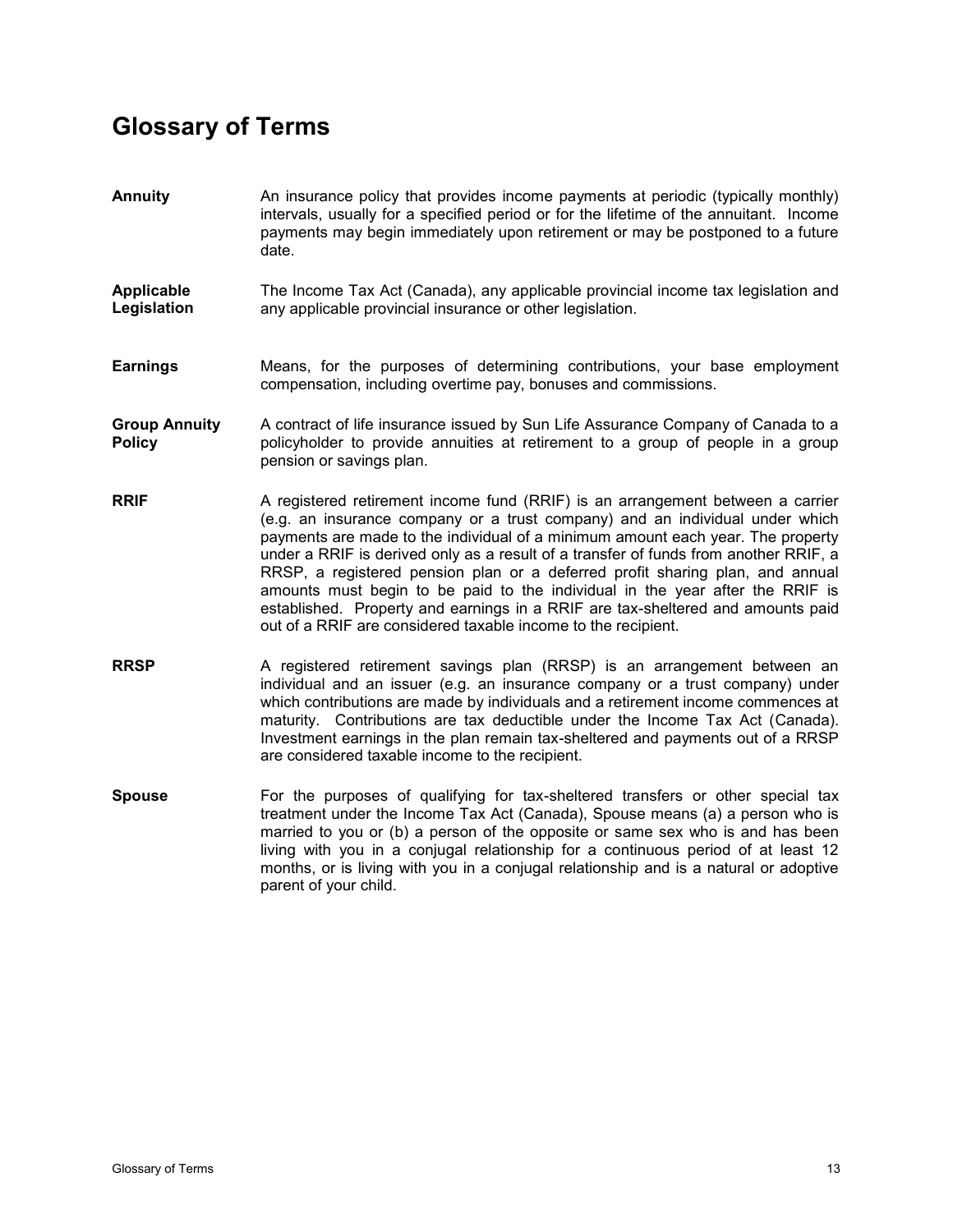# Glossary of Terms

**Annuity**

An insurance policy that provides income payments at periodic (typically monthly) intervals, usually for a specified period or for the lifetime of the annuitant. Income payments may begin immediately upon retirement or may be postponed to a future date.

**Applicable Legislation**

The Income Tax Act (Canada), any applicable provincial income tax legislation and any applicable provincial insurance or other legislation.

**Earnings**

Means, for the purposes of determining contributions, your base employment compensation, including overtime pay, bonuses and commissions.

**Group Annuity Policy**

A contract of life insurance issued by Sun Life Assurance Company of Canada to a policyholder to provide annuities at retirement to a group of people in a group pension or savings plan.

**RRIF**

A registered retirement income fund (RRIF) is an arrangement between a carrier (e.g. an insurance company or a trust company) and an individual under which payments are made to the individual of a minimum amount each year. The property under a RRIF is derived only as a result of a transfer of funds from another RRIF, a RRSP, a registered pension plan or a deferred profit sharing plan, and annual amounts must begin to be paid to the individual in the year after the RRIF is established. Property and earnings in a RRIF are tax-sheltered and amounts paid out of a RRIF are considered taxable income to the recipient.

**RRSP**

A registered retirement savings plan (RRSP) is an arrangement between an individual and an issuer (e.g. an insurance company or a trust company) under which contributions are made by individuals and a retirement income commences at maturity. Contributions are tax deductible under the Income Tax Act (Canada). Investment earnings in the plan remain tax-sheltered and payments out of a RRSP are considered taxable income to the recipient.

**Spouse**

For the purposes of qualifying for tax-sheltered transfers or other special tax treatment under the Income Tax Act (Canada), Spouse means (a) a person who is married to you or (b) a person of the opposite or same sex who is and has been living with you in a conjugal relationship for a continuous period of at least 12 months, or is living with you in a conjugal relationship and is a natural or adoptive parent of your child.